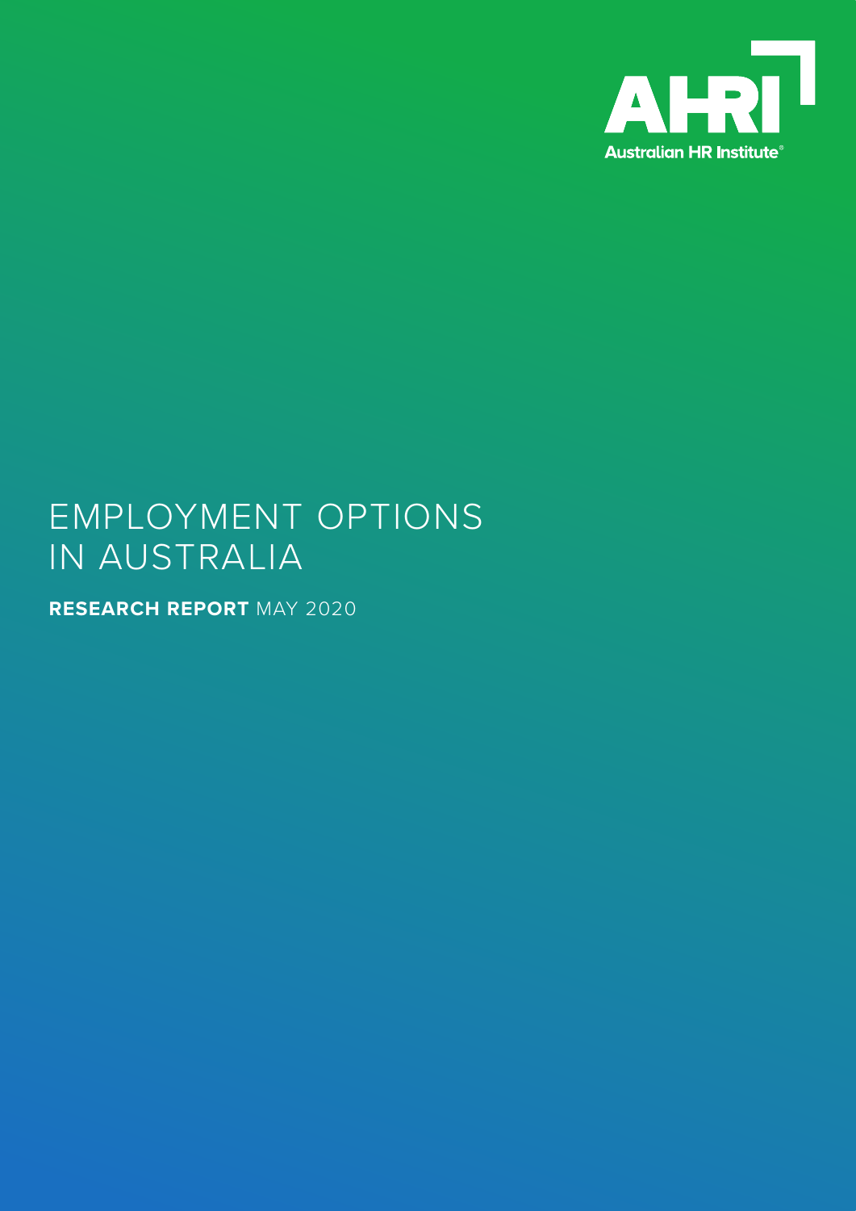AHRI

Australian HR Institute®

# EMPLOYMENT OPTIONS IN AUSTRALIA

**RESEARCH REPORT** MAY 2020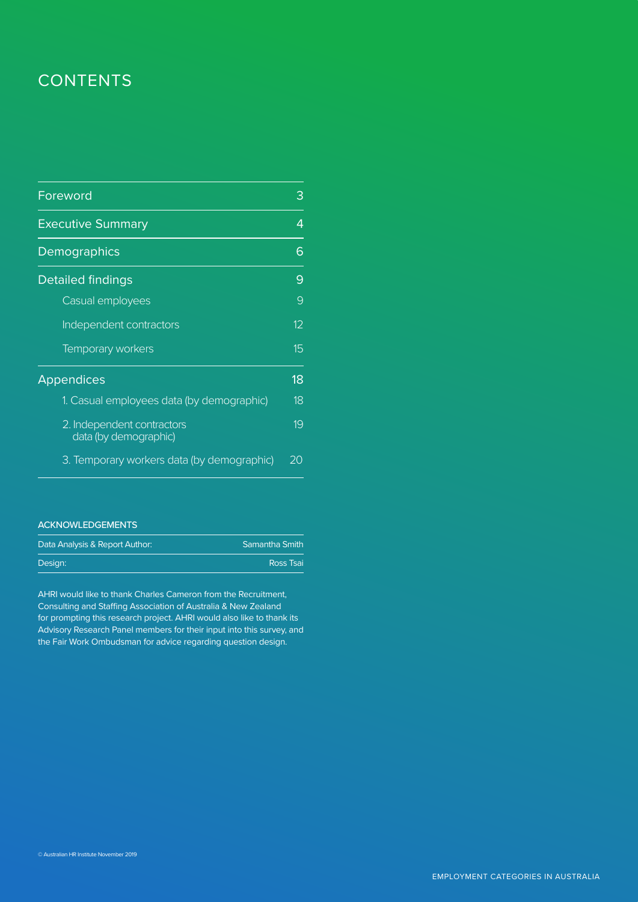# CONTENTS

| | |
|---|---|
| Foreword | 3 |
| Executive Summary | 4 |
| Demographics | 6 |
| Detailed findings | 9 |
| Casual employees | 9 |
| Independent contractors | 12 |
| Temporary workers | 15 |
| Appendices | 18 |
| 1. Casual employees data (by demographic) | 18 |
| 2. Independent contractors data (by demographic) | 19 |
| 3. Temporary workers data (by demographic) | 20 |

## ACKNOWLEDGEMENTS

| | |
|---|---|
| Data Analysis & Report Author: | Samantha Smith |
| Design: | Ross Tsai |

AHRI would like to thank Charles Cameron from the Recruitment, Consulting and Staffing Association of Australia & New Zealand for prompting this research project. AHRI would also like to thank its Advisory Research Panel members for their input into this survey, and the Fair Work Ombudsman for advice regarding question design.

© Australian HR Institute November 2019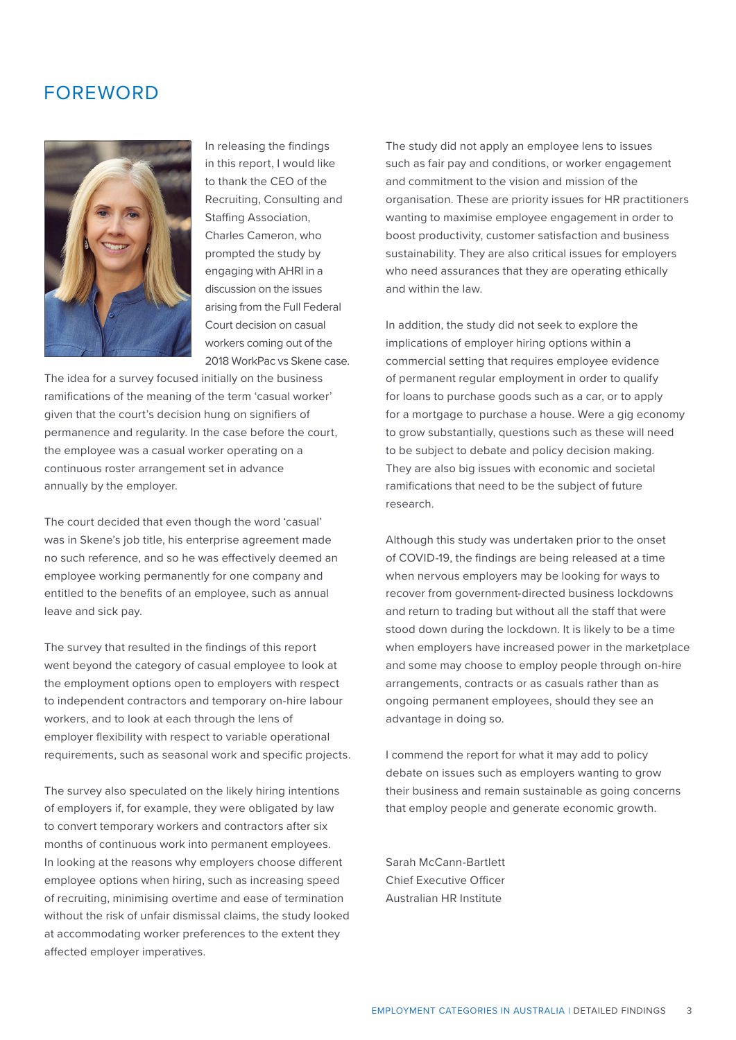# FOREWORD

In releasing the findings in this report, I would like to thank the CEO of the Recruiting, Consulting and Staffing Association, Charles Cameron, who prompted the study by engaging with AHRI in a discussion on the issues arising from the Full Federal Court decision on casual workers coming out of the 2018 WorkPac vs Skene case. The idea for a survey focused initially on the business ramifications of the meaning of the term 'casual worker' given that the court's decision hung on signifiers of permanence and regularity. In the case before the court, the employee was a casual worker operating on a continuous roster arrangement set in advance annually by the employer.

The court decided that even though the word 'casual' was in Skene's job title, his enterprise agreement made no such reference, and so he was effectively deemed an employee working permanently for one company and entitled to the benefits of an employee, such as annual leave and sick pay.

The survey that resulted in the findings of this report went beyond the category of casual employee to look at the employment options open to employers with respect to independent contractors and temporary on-hire labour workers, and to look at each through the lens of employer flexibility with respect to variable operational requirements, such as seasonal work and specific projects.

The survey also speculated on the likely hiring intentions of employers if, for example, they were obligated by law to convert temporary workers and contractors after six months of continuous work into permanent employees. In looking at the reasons why employers choose different employee options when hiring, such as increasing speed of recruiting, minimising overtime and ease of termination without the risk of unfair dismissal claims, the study looked at accommodating worker preferences to the extent they affected employer imperatives.

The study did not apply an employee lens to issues such as fair pay and conditions, or worker engagement and commitment to the vision and mission of the organisation. These are priority issues for HR practitioners wanting to maximise employee engagement in order to boost productivity, customer satisfaction and business sustainability. They are also critical issues for employers who need assurances that they are operating ethically and within the law.

In addition, the study did not seek to explore the implications of employer hiring options within a commercial setting that requires employee evidence of permanent regular employment in order to qualify for loans to purchase goods such as a car, or to apply for a mortgage to purchase a house. Were a gig economy to grow substantially, questions such as these will need to be subject to debate and policy decision making. They are also big issues with economic and societal ramifications that need to be the subject of future research.

Although this study was undertaken prior to the onset of COVID-19, the findings are being released at a time when nervous employers may be looking for ways to recover from government-directed business lockdowns and return to trading but without all the staff that were stood down during the lockdown. It is likely to be a time when employers have increased power in the marketplace and some may choose to employ people through on-hire arrangements, contracts or as casuals rather than as ongoing permanent employees, should they see an advantage in doing so.

I commend the report for what it may add to policy debate on issues such as employers wanting to grow their business and remain sustainable as going concerns that employ people and generate economic growth.

Sarah McCann-Bartlett
Chief Executive Officer
Australian HR Institute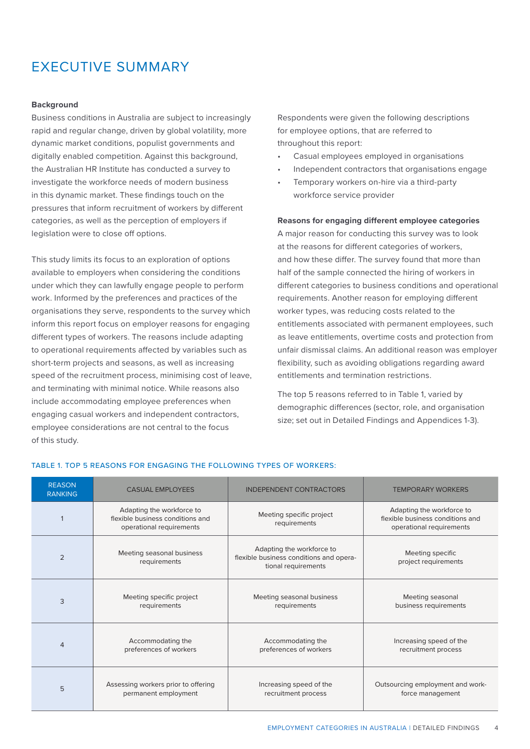# EXECUTIVE SUMMARY

**Background**

Business conditions in Australia are subject to increasingly rapid and regular change, driven by global volatility, more dynamic market conditions, populist governments and digitally enabled competition. Against this background, the Australian HR Institute has conducted a survey to investigate the workforce needs of modern business in this dynamic market. These findings touch on the pressures that inform recruitment of workers by different categories, as well as the perception of employers if legislation were to close off options.

This study limits its focus to an exploration of options available to employers when considering the conditions under which they can lawfully engage people to perform work. Informed by the preferences and practices of the organisations they serve, respondents to the survey which inform this report focus on employer reasons for engaging different types of workers. The reasons include adapting to operational requirements affected by variables such as short-term projects and seasons, as well as increasing speed of the recruitment process, minimising cost of leave, and terminating with minimal notice. While reasons also include accommodating employee preferences when engaging casual workers and independent contractors, employee considerations are not central to the focus of this study.

Respondents were given the following descriptions for employee options, that are referred to throughout this report:

- Casual employees employed in organisations
- Independent contractors that organisations engage
- Temporary workers on-hire via a third-party workforce service provider

**Reasons for engaging different employee categories**

A major reason for conducting this survey was to look at the reasons for different categories of workers, and how these differ. The survey found that more than half of the sample connected the hiring of workers in different categories to business conditions and operational requirements. Another reason for employing different worker types, was reducing costs related to the entitlements associated with permanent employees, such as leave entitlements, overtime costs and protection from unfair dismissal claims. An additional reason was employer flexibility, such as avoiding obligations regarding award entitlements and termination restrictions.

The top 5 reasons referred to in Table 1, varied by demographic differences (sector, role, and organisation size; set out in Detailed Findings and Appendices 1-3).

TABLE 1. TOP 5 REASONS FOR ENGAGING THE FOLLOWING TYPES OF WORKERS:

| REASON RANKING | CASUAL EMPLOYEES | INDEPENDENT CONTRACTORS | TEMPORARY WORKERS |
|---|---|---|---|
| 1 | Adapting the workforce to flexible business conditions and operational requirements | Meeting specific project requirements | Adapting the workforce to flexible business conditions and operational requirements |
| 2 | Meeting seasonal business requirements | Adapting the workforce to flexible business conditions and operational requirements | Meeting specific project requirements |
| 3 | Meeting specific project requirements | Meeting seasonal business requirements | Meeting seasonal business requirements |
| 4 | Accommodating the preferences of workers | Accommodating the preferences of workers | Increasing speed of the recruitment process |
| 5 | Assessing workers prior to offering permanent employment | Increasing speed of the recruitment process | Outsourcing employment and workforce management |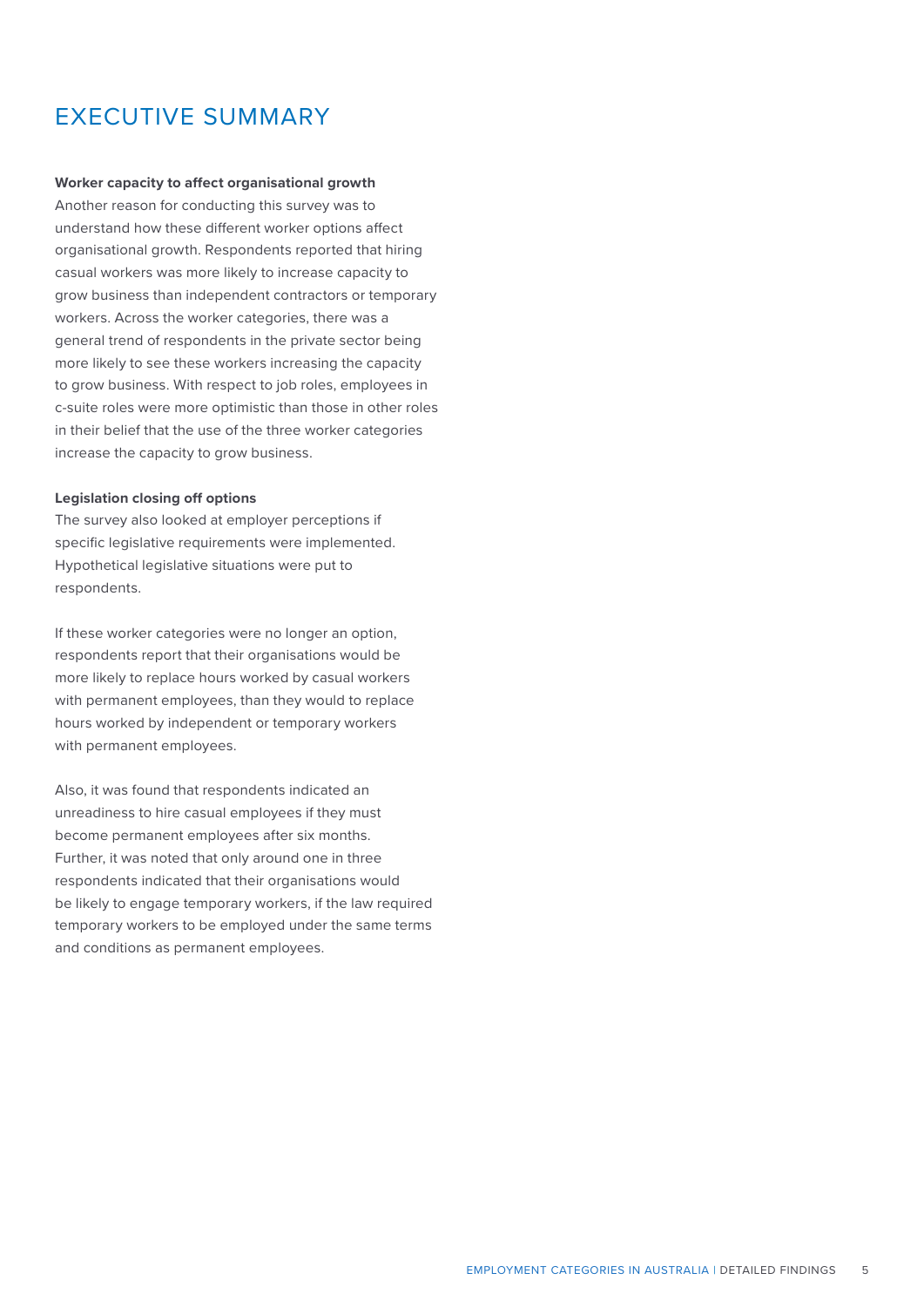# EXECUTIVE SUMMARY

**Worker capacity to affect organisational growth**

Another reason for conducting this survey was to understand how these different worker options affect organisational growth. Respondents reported that hiring casual workers was more likely to increase capacity to grow business than independent contractors or temporary workers. Across the worker categories, there was a general trend of respondents in the private sector being more likely to see these workers increasing the capacity to grow business. With respect to job roles, employees in c-suite roles were more optimistic than those in other roles in their belief that the use of the three worker categories increase the capacity to grow business.

**Legislation closing off options**

The survey also looked at employer perceptions if specific legislative requirements were implemented. Hypothetical legislative situations were put to respondents.

If these worker categories were no longer an option, respondents report that their organisations would be more likely to replace hours worked by casual workers with permanent employees, than they would to replace hours worked by independent or temporary workers with permanent employees.

Also, it was found that respondents indicated an unreadiness to hire casual employees if they must become permanent employees after six months. Further, it was noted that only around one in three respondents indicated that their organisations would be likely to engage temporary workers, if the law required temporary workers to be employed under the same terms and conditions as permanent employees.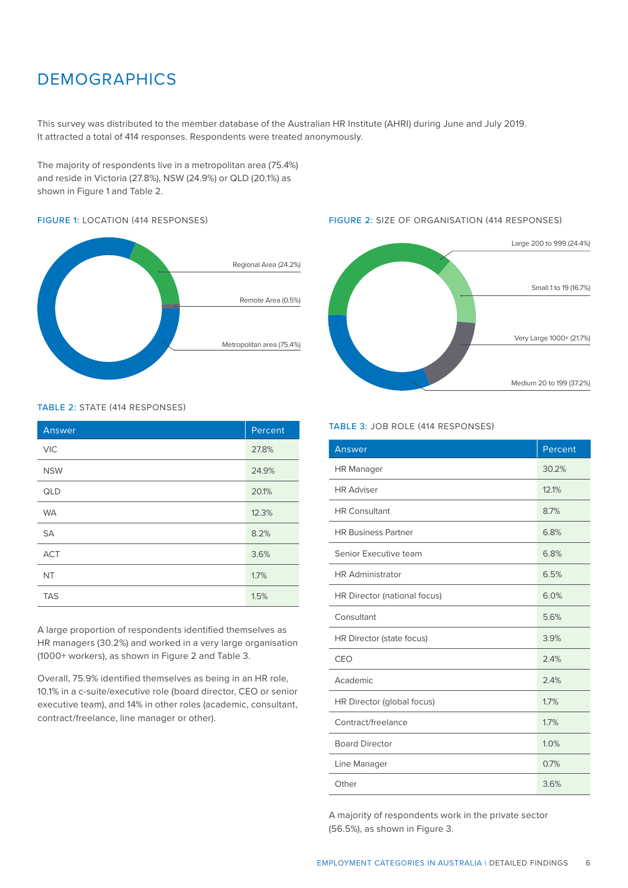# DEMOGRAPHICS

This survey was distributed to the member database of the Australian HR Institute (AHRI) during June and July 2019. It attracted a total of 414 responses. Respondents were treated anonymously.

The majority of respondents live in a metropolitan area (75.4%) and reside in Victoria (27.8%), NSW (24.9%) or QLD (20.1%) as shown in Figure 1 and Table 2.

FIGURE 1: LOCATION (414 RESPONSES)

Regional Area (24.2%)

Remote Area (0.5%)

Metropolitan area (75.4%)

TABLE 2: STATE (414 RESPONSES)

| Answer | Percent |
|---|---|
| VIC | 27.8% |
| NSW | 24.9% |
| QLD | 20.1% |
| WA | 12.3% |
| SA | 8.2% |
| ACT | 3.6% |
| NT | 1.7% |
| TAS | 1.5% |

A large proportion of respondents identified themselves as HR managers (30.2%) and worked in a very large organisation (1000+ workers), as shown in Figure 2 and Table 3.

Overall, 75.9% identified themselves as being in an HR role, 10.1% in a c-suite/executive role (board director, CEO or senior executive team), and 14% in other roles (academic, consultant, contract/freelance, line manager or other).

FIGURE 2: SIZE OF ORGANISATION (414 RESPONSES)

Large 200 to 999 (24.4%)

Small 1 to 19 (16.7%)

Very Large 1000+ (21.7%)

Medium 20 to 199 (37.2%)

TABLE 3: JOB ROLE (414 RESPONSES)

| Answer | Percent |
|---|---|
| HR Manager | 30.2% |
| HR Adviser | 12.1% |
| HR Consultant | 8.7% |
| HR Business Partner | 6.8% |
| Senior Executive team | 6.8% |
| HR Administrator | 6.5% |
| HR Director (national focus) | 6.0% |
| Consultant | 5.6% |
| HR Director (state focus) | 3.9% |
| CEO | 2.4% |
| Academic | 2.4% |
| HR Director (global focus) | 1.7% |
| Contract/freelance | 1.7% |
| Board Director | 1.0% |
| Line Manager | 0.7% |
| Other | 3.6% |

A majority of respondents work in the private sector (56.5%), as shown in Figure 3.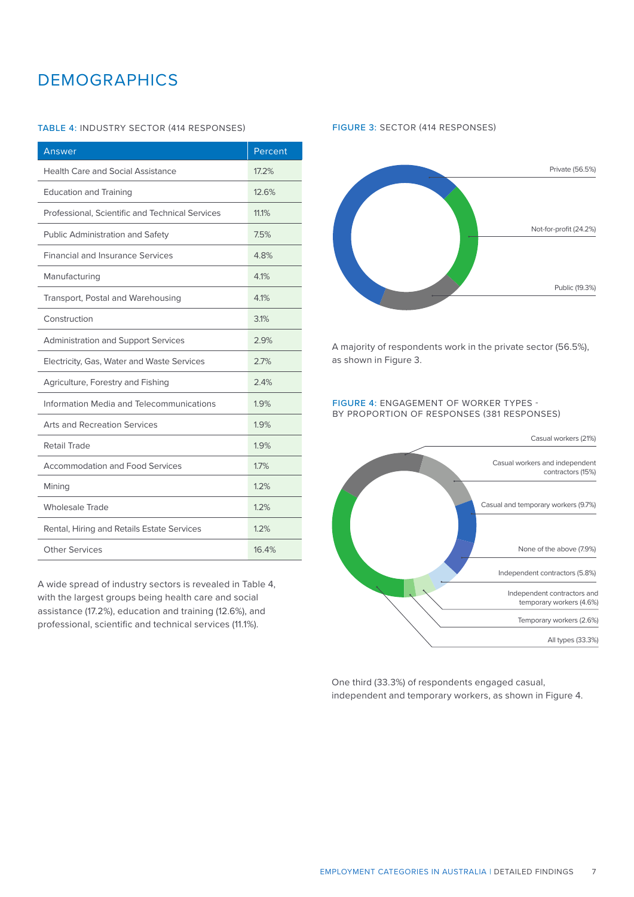# DEMOGRAPHICS

TABLE 4: INDUSTRY SECTOR (414 RESPONSES)

| Answer | Percent |
|---|---|
| Health Care and Social Assistance | 17.2% |
| Education and Training | 12.6% |
| Professional, Scientific and Technical Services | 11.1% |
| Public Administration and Safety | 7.5% |
| Financial and Insurance Services | 4.8% |
| Manufacturing | 4.1% |
| Transport, Postal and Warehousing | 4.1% |
| Construction | 3.1% |
| Administration and Support Services | 2.9% |
| Electricity, Gas, Water and Waste Services | 2.7% |
| Agriculture, Forestry and Fishing | 2.4% |
| Information Media and Telecommunications | 1.9% |
| Arts and Recreation Services | 1.9% |
| Retail Trade | 1.9% |
| Accommodation and Food Services | 1.7% |
| Mining | 1.2% |
| Wholesale Trade | 1.2% |
| Rental, Hiring and Retails Estate Services | 1.2% |
| Other Services | 16.4% |

A wide spread of industry sectors is revealed in Table 4, with the largest groups being health care and social assistance (17.2%), education and training (12.6%), and professional, scientific and technical services (11.1%).

FIGURE 3: SECTOR (414 RESPONSES)

Private (56.5%)

Not-for-profit (24.2%)

Public (19.3%)

A majority of respondents work in the private sector (56.5%), as shown in Figure 3.

FIGURE 4: ENGAGEMENT OF WORKER TYPES - BY PROPORTION OF RESPONSES (381 RESPONSES)

Casual workers (21%)

Casual workers and independent contractors (15%)

Casual and temporary workers (9.7%)

None of the above (7.9%)

Independent contractors (5.8%)

Independent contractors and temporary workers (4.6%)

Temporary workers (2.6%)

All types (33.3%)

One third (33.3%) of respondents engaged casual, independent and temporary workers, as shown in Figure 4.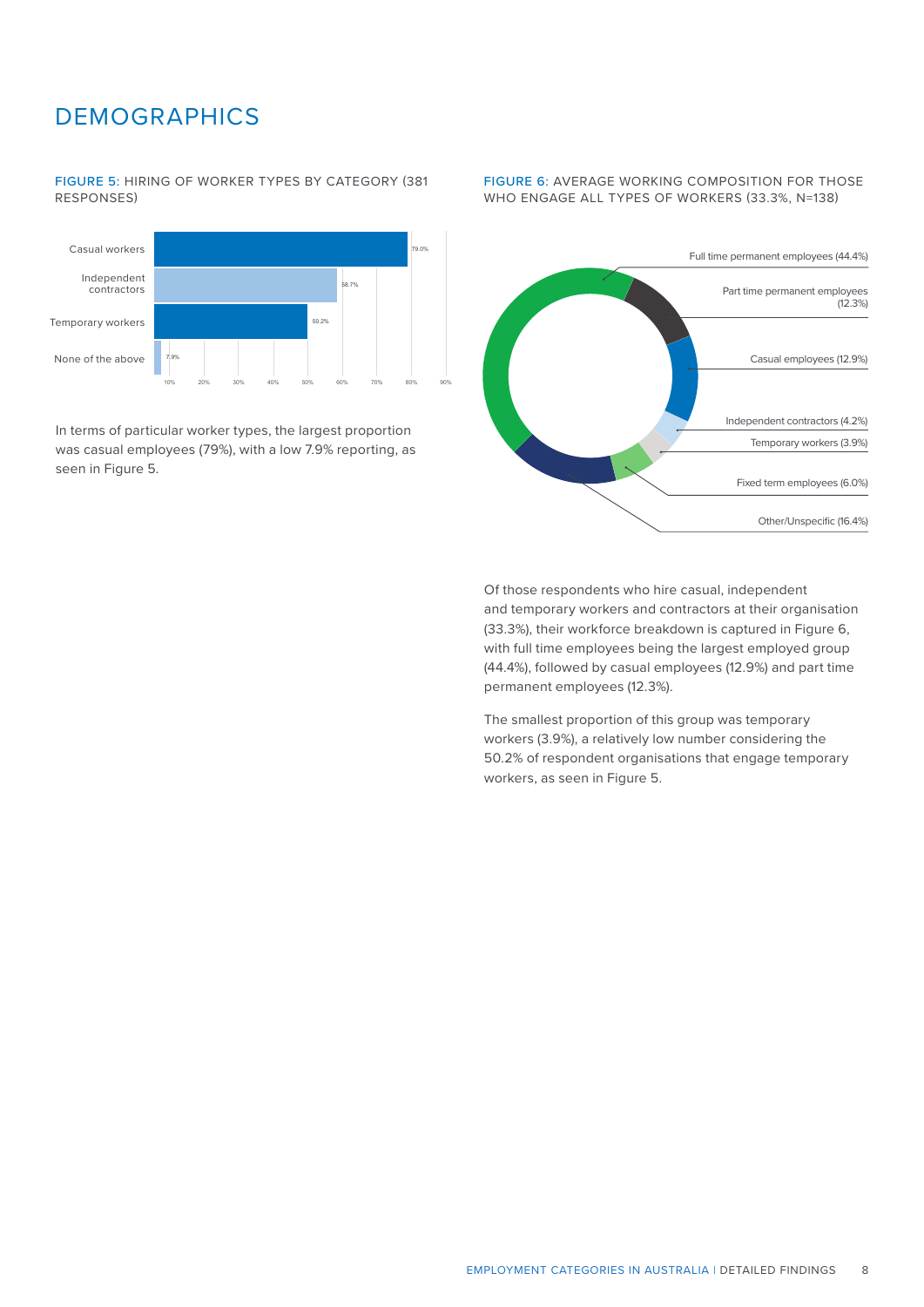# DEMOGRAPHICS

FIGURE 5: HIRING OF WORKER TYPES BY CATEGORY (381 RESPONSES)

| Category | Percentage |
|---|---|
| Casual workers | 79.0% |
| Independent contractors | 58.7% |
| Temporary workers | 50.2% |
| None of the above | 7.9% |

In terms of particular worker types, the largest proportion was casual employees (79%), with a low 7.9% reporting, as seen in Figure 5.

FIGURE 6: AVERAGE WORKING COMPOSITION FOR THOSE WHO ENGAGE ALL TYPES OF WORKERS (33.3%, N=138)

- Full time permanent employees (44.4%)
- Part time permanent employees (12.3%)
- Casual employees (12.9%)
- Independent contractors (4.2%)
- Temporary workers (3.9%)
- Fixed term employees (6.0%)
- Other/Unspecific (16.4%)

Of those respondents who hire casual, independent and temporary workers and contractors at their organisation (33.3%), their workforce breakdown is captured in Figure 6, with full time employees being the largest employed group (44.4%), followed by casual employees (12.9%) and part time permanent employees (12.3%).

The smallest proportion of this group was temporary workers (3.9%), a relatively low number considering the 50.2% of respondent organisations that engage temporary workers, as seen in Figure 5.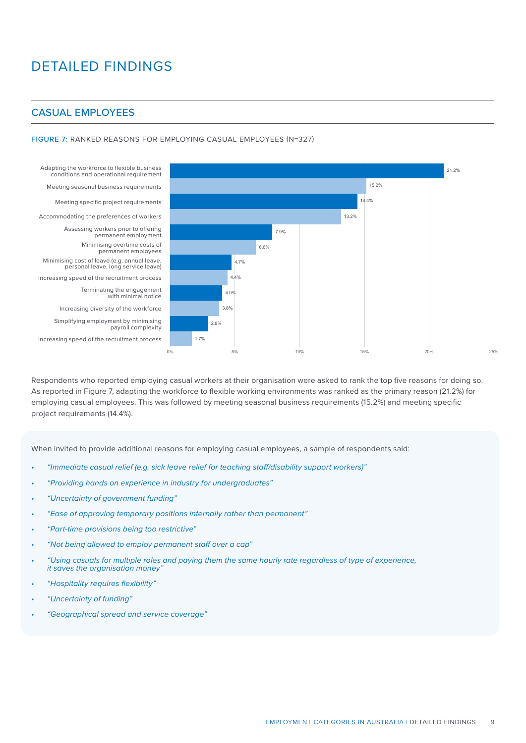# DETAILED FINDINGS

## CASUAL EMPLOYEES

FIGURE 7: RANKED REASONS FOR EMPLOYING CASUAL EMPLOYEES (N=327)

| Reason | Percentage |
| --- | --- |
| Adapting the workforce to flexible business conditions and operational requirement | 21.2% |
| Meeting seasonal business requirements | 15.2% |
| Meeting specific project requirements | 14.4% |
| Accommodating the preferences of workers | 13.2% |
| Assessing workers prior to offering permanent employment | 7.9% |
| Minimising overtime costs of permanent employees | 6.6% |
| Minimising cost of leave (e.g. annual leave, personal leave, long service leave) | 4.7% |
| Increasing speed of the recruitment process | 4.4% |
| Terminating the engagement with minimal notice | 4.0% |
| Increasing diversity of the workforce | 3.8% |
| Simplifying employment by minimising payroll complexity | 2.9% |
| Increasing speed of the recruitment process | 1.7% |

Respondents who reported employing casual workers at their organisation were asked to rank the top five reasons for doing so. As reported in Figure 7, adapting the workforce to flexible working environments was ranked as the primary reason (21.2%) for employing casual employees. This was followed by meeting seasonal business requirements (15.2%) and meeting specific project requirements (14.4%).

When invited to provide additional reasons for employing casual employees, a sample of respondents said:

- *"Immediate casual relief (e.g. sick leave relief for teaching staff/disability support workers)"*
- *"Providing hands on experience in industry for undergraduates"*
- *"Uncertainty of government funding"*
- *"Ease of approving temporary positions internally rather than permanent"*
- *"Part-time provisions being too restrictive"*
- *"Not being allowed to employ permanent staff over a cap"*
- *"Using casuals for multiple roles and paying them the same hourly rate regardless of type of experience, it saves the organisation money"*
- *"Hospitality requires flexibility"*
- *"Uncertainty of funding"*
- *"Geographical spread and service coverage"*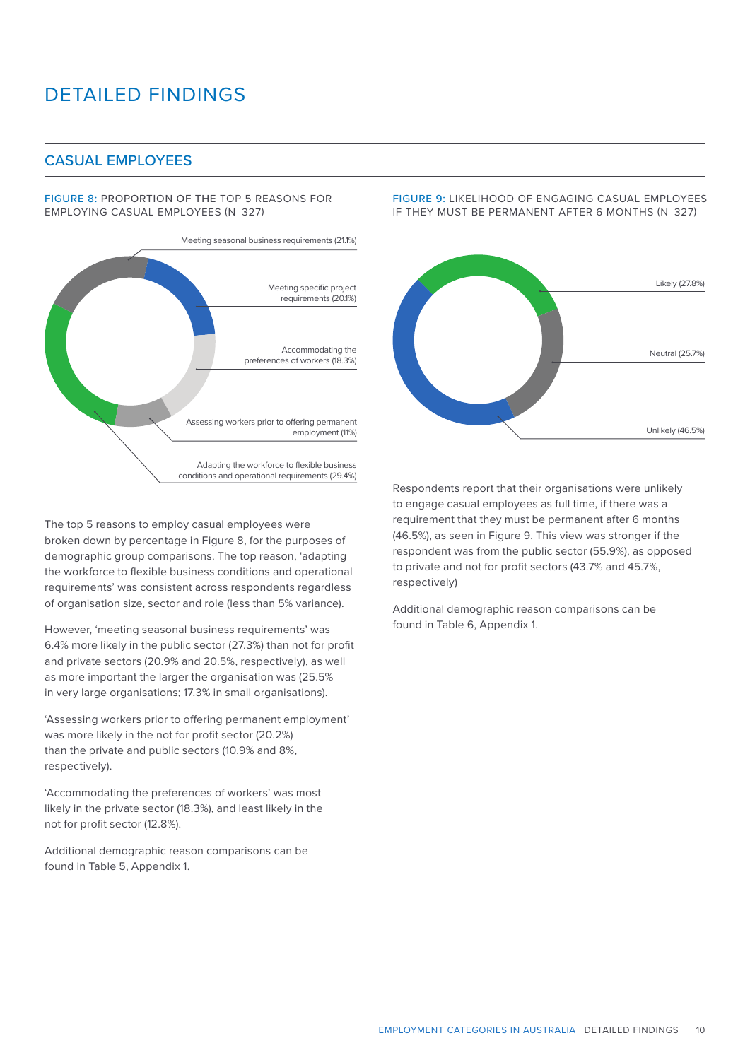# DETAILED FINDINGS

## CASUAL EMPLOYEES

FIGURE 8: PROPORTION OF THE TOP 5 REASONS FOR EMPLOYING CASUAL EMPLOYEES (N=327)

- Meeting seasonal business requirements (21.1%)
- Meeting specific project requirements (20.1%)
- Accommodating the preferences of workers (18.3%)
- Assessing workers prior to offering permanent employment (11%)
- Adapting the workforce to flexible business conditions and operational requirements (29.4%)

The top 5 reasons to employ casual employees were broken down by percentage in Figure 8, for the purposes of demographic group comparisons. The top reason, 'adapting the workforce to flexible business conditions and operational requirements' was consistent across respondents regardless of organisation size, sector and role (less than 5% variance).

However, 'meeting seasonal business requirements' was 6.4% more likely in the public sector (27.3%) than not for profit and private sectors (20.9% and 20.5%, respectively), as well as more important the larger the organisation was (25.5% in very large organisations; 17.3% in small organisations).

'Assessing workers prior to offering permanent employment' was more likely in the not for profit sector (20.2%) than the private and public sectors (10.9% and 8%, respectively).

'Accommodating the preferences of workers' was most likely in the private sector (18.3%), and least likely in the not for profit sector (12.8%).

Additional demographic reason comparisons can be found in Table 5, Appendix 1.

FIGURE 9: LIKELIHOOD OF ENGAGING CASUAL EMPLOYEES IF THEY MUST BE PERMANENT AFTER 6 MONTHS (N=327)

- Likely (27.8%)
- Neutral (25.7%)
- Unlikely (46.5%)

Respondents report that their organisations were unlikely to engage casual employees as full time, if there was a requirement that they must be permanent after 6 months (46.5%), as seen in Figure 9. This view was stronger if the respondent was from the public sector (55.9%), as opposed to private and not for profit sectors (43.7% and 45.7%, respectively)

Additional demographic reason comparisons can be found in Table 6, Appendix 1.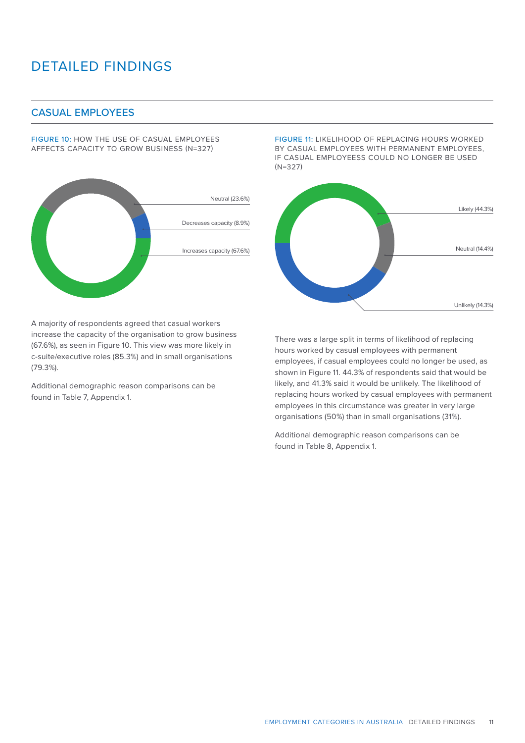# DETAILED FINDINGS

## CASUAL EMPLOYEES

FIGURE 10: HOW THE USE OF CASUAL EMPLOYEES AFFECTS CAPACITY TO GROW BUSINESS (N=327)

Neutral (23.6%)

Decreases capacity (8.9%)

Increases capacity (67.6%)

A majority of respondents agreed that casual workers increase the capacity of the organisation to grow business (67.6%), as seen in Figure 10. This view was more likely in c-suite/executive roles (85.3%) and in small organisations (79.3%).

Additional demographic reason comparisons can be found in Table 7, Appendix 1.

FIGURE 11: LIKELIHOOD OF REPLACING HOURS WORKED BY CASUAL EMPLOYEES WITH PERMANENT EMPLOYEES, IF CASUAL EMPLOYEESS COULD NO LONGER BE USED (N=327)

Likely (44.3%)

Neutral (14.4%)

Unlikely (14.3%)

There was a large split in terms of likelihood of replacing hours worked by casual employees with permanent employees, if casual employees could no longer be used, as shown in Figure 11. 44.3% of respondents said that would be likely, and 41.3% said it would be unlikely. The likelihood of replacing hours worked by casual employees with permanent employees in this circumstance was greater in very large organisations (50%) than in small organisations (31%).

Additional demographic reason comparisons can be found in Table 8, Appendix 1.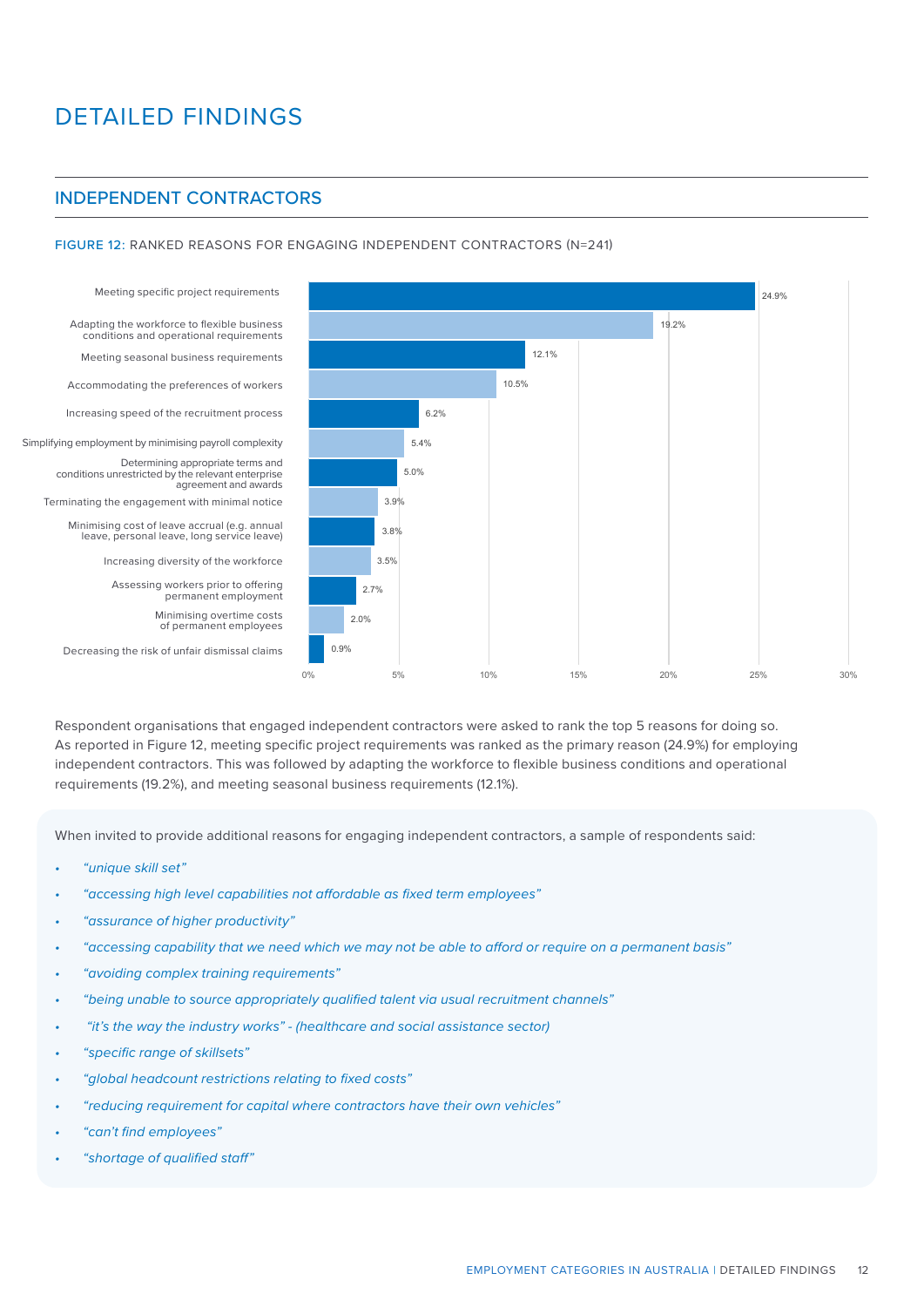# DETAILED FINDINGS

## INDEPENDENT CONTRACTORS

FIGURE 12: RANKED REASONS FOR ENGAGING INDEPENDENT CONTRACTORS (N=241)

| Reason | % |
|---|---|
| Meeting specific project requirements | 24.9% |
| Adapting the workforce to flexible business conditions and operational requirements | 19.2% |
| Meeting seasonal business requirements | 12.1% |
| Accommodating the preferences of workers | 10.5% |
| Increasing speed of the recruitment process | 6.2% |
| Simplifying employment by minimising payroll complexity | 5.4% |
| Determining appropriate terms and conditions unrestricted by the relevant enterprise agreement and awards | 5.0% |
| Terminating the engagement with minimal notice | 3.9% |
| Minimising cost of leave accrual (e.g. annual leave, personal leave, long service leave) | 3.8% |
| Increasing diversity of the workforce | 3.5% |
| Assessing workers prior to offering permanent employment | 2.7% |
| Minimising overtime costs of permanent employees | 2.0% |
| Decreasing the risk of unfair dismissal claims | 0.9% |

Respondent organisations that engaged independent contractors were asked to rank the top 5 reasons for doing so. As reported in Figure 12, meeting specific project requirements was ranked as the primary reason (24.9%) for employing independent contractors. This was followed by adapting the workforce to flexible business conditions and operational requirements (19.2%), and meeting seasonal business requirements (12.1%).

When invited to provide additional reasons for engaging independent contractors, a sample of respondents said:

- *"unique skill set"*
- *"accessing high level capabilities not affordable as fixed term employees"*
- *"assurance of higher productivity"*
- *"accessing capability that we need which we may not be able to afford or require on a permanent basis"*
- *"avoiding complex training requirements"*
- *"being unable to source appropriately qualified talent via usual recruitment channels"*
- *"it's the way the industry works" - (healthcare and social assistance sector)*
- *"specific range of skillsets"*
- *"global headcount restrictions relating to fixed costs"*
- *"reducing requirement for capital where contractors have their own vehicles"*
- *"can't find employees"*
- *"shortage of qualified staff"*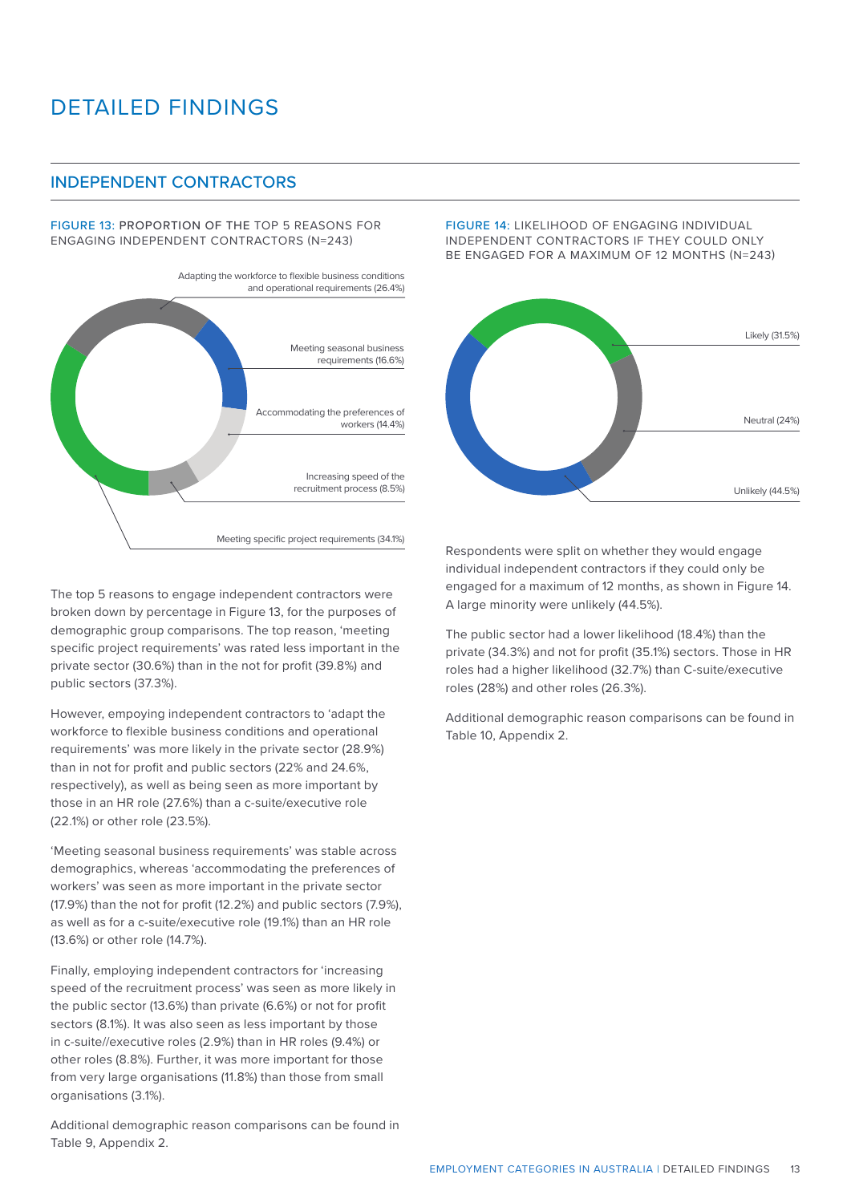# DETAILED FINDINGS

## INDEPENDENT CONTRACTORS

FIGURE 13: PROPORTION OF THE TOP 5 REASONS FOR ENGAGING INDEPENDENT CONTRACTORS (N=243)

Adapting the workforce to flexible business conditions and operational requirements (26.4%)

Meeting seasonal business requirements (16.6%)

Accommodating the preferences of workers (14.4%)

Increasing speed of the recruitment process (8.5%)

Meeting specific project requirements (34.1%)

The top 5 reasons to engage independent contractors were broken down by percentage in Figure 13, for the purposes of demographic group comparisons. The top reason, 'meeting specific project requirements' was rated less important in the private sector (30.6%) than in the not for profit (39.8%) and public sectors (37.3%).

However, empoying independent contractors to 'adapt the workforce to flexible business conditions and operational requirements' was more likely in the private sector (28.9%) than in not for profit and public sectors (22% and 24.6%, respectively), as well as being seen as more important by those in an HR role (27.6%) than a c-suite/executive role (22.1%) or other role (23.5%).

'Meeting seasonal business requirements' was stable across demographics, whereas 'accommodating the preferences of workers' was seen as more important in the private sector (17.9%) than the not for profit (12.2%) and public sectors (7.9%), as well as for a c-suite/executive role (19.1%) than an HR role (13.6%) or other role (14.7%).

Finally, employing independent contractors for 'increasing speed of the recruitment process' was seen as more likely in the public sector (13.6%) than private (6.6%) or not for profit sectors (8.1%). It was also seen as less important by those in c-suite//executive roles (2.9%) than in HR roles (9.4%) or other roles (8.8%). Further, it was more important for those from very large organisations (11.8%) than those from small organisations (3.1%).

Additional demographic reason comparisons can be found in Table 9, Appendix 2.

FIGURE 14: LIKELIHOOD OF ENGAGING INDIVIDUAL INDEPENDENT CONTRACTORS IF THEY COULD ONLY BE ENGAGED FOR A MAXIMUM OF 12 MONTHS (N=243)

Likely (31.5%)

Neutral (24%)

Unlikely (44.5%)

Respondents were split on whether they would engage individual independent contractors if they could only be engaged for a maximum of 12 months, as shown in Figure 14. A large minority were unlikely (44.5%).

The public sector had a lower likelihood (18.4%) than the private (34.3%) and not for profit (35.1%) sectors. Those in HR roles had a higher likelihood (32.7%) than C-suite/executive roles (28%) and other roles (26.3%).

Additional demographic reason comparisons can be found in Table 10, Appendix 2.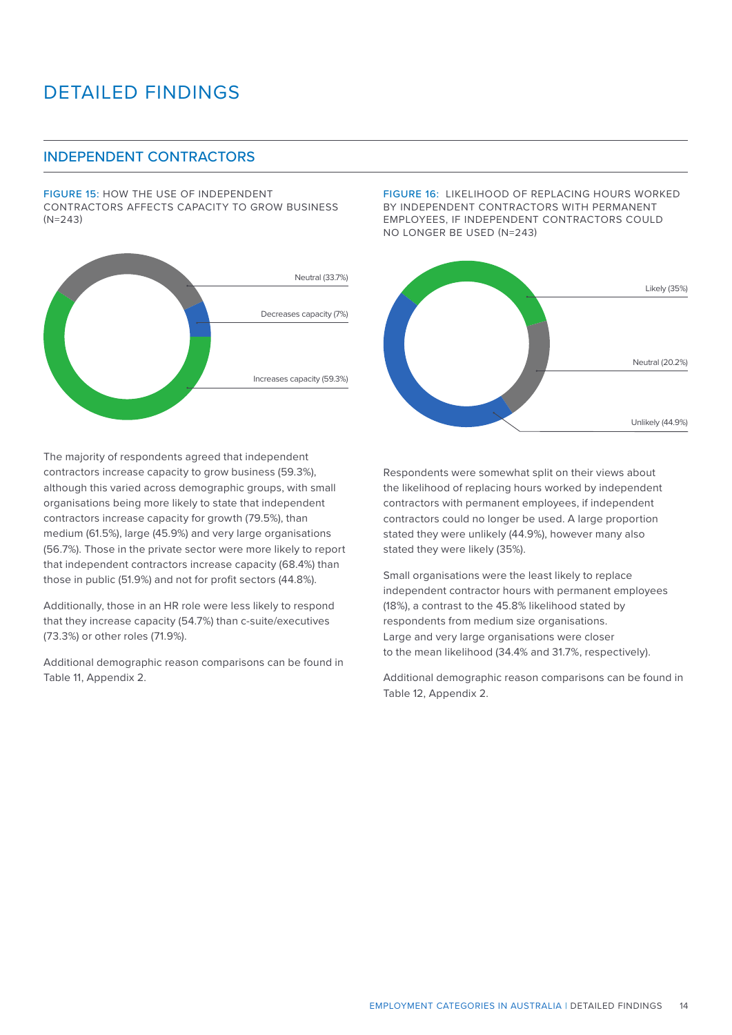# DETAILED FINDINGS

## INDEPENDENT CONTRACTORS

FIGURE 15: HOW THE USE OF INDEPENDENT CONTRACTORS AFFECTS CAPACITY TO GROW BUSINESS (N=243)

Neutral (33.7%)

Decreases capacity (7%)

Increases capacity (59.3%)

The majority of respondents agreed that independent contractors increase capacity to grow business (59.3%), although this varied across demographic groups, with small organisations being more likely to state that independent contractors increase capacity for growth (79.5%), than medium (61.5%), large (45.9%) and very large organisations (56.7%). Those in the private sector were more likely to report that independent contractors increase capacity (68.4%) than those in public (51.9%) and not for profit sectors (44.8%).

Additionally, those in an HR role were less likely to respond that they increase capacity (54.7%) than c-suite/executives (73.3%) or other roles (71.9%).

Additional demographic reason comparisons can be found in Table 11, Appendix 2.

FIGURE 16: LIKELIHOOD OF REPLACING HOURS WORKED BY INDEPENDENT CONTRACTORS WITH PERMANENT EMPLOYEES, IF INDEPENDENT CONTRACTORS COULD NO LONGER BE USED (N=243)

Likely (35%)

Neutral (20.2%)

Unlikely (44.9%)

Respondents were somewhat split on their views about the likelihood of replacing hours worked by independent contractors with permanent employees, if independent contractors could no longer be used. A large proportion stated they were unlikely (44.9%), however many also stated they were likely (35%).

Small organisations were the least likely to replace independent contractor hours with permanent employees (18%), a contrast to the 45.8% likelihood stated by respondents from medium size organisations. Large and very large organisations were closer to the mean likelihood (34.4% and 31.7%, respectively).

Additional demographic reason comparisons can be found in Table 12, Appendix 2.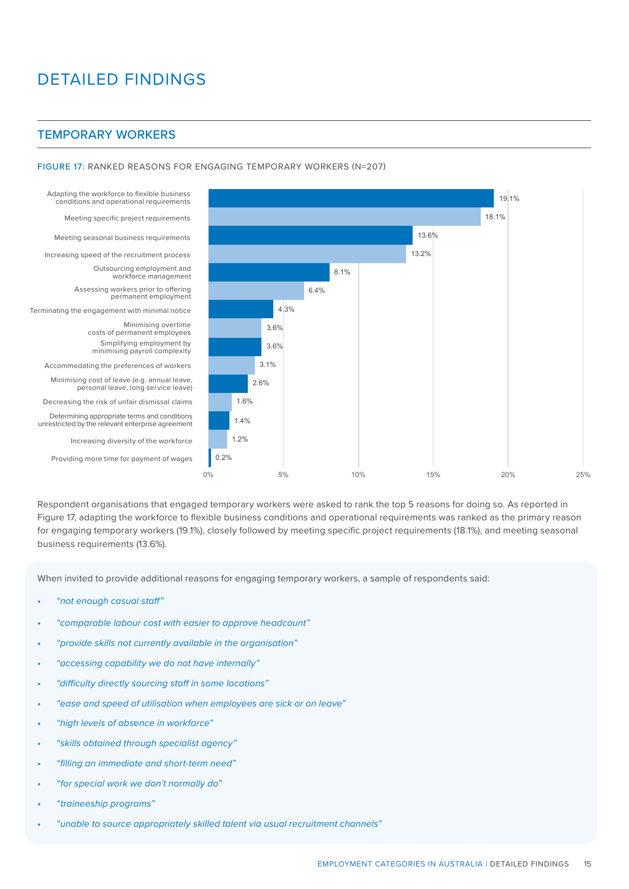# DETAILED FINDINGS

## TEMPORARY WORKERS

FIGURE 17: RANKED REASONS FOR ENGAGING TEMPORARY WORKERS (N=207)

| Reason | % |
| --- | --- |
| Adapting the workforce to flexible business conditions and operational requirements | 19.1% |
| Meeting specific project requirements | 18.1% |
| Meeting seasonal business requirements | 13.6% |
| Increasing speed of the recruitment process | 13.2% |
| Outsourcing employment and workforce management | 8.1% |
| Assessing workers prior to offering permanent employment | 6.4% |
| Terminating the engagement with minimal notice | 4.3% |
| Minimising overtime costs of permanent employees | 3.6% |
| Simplifying employment by minimising payroll complexity | 3.6% |
| Accommodating the preferences of workers | 3.1% |
| Minimising cost of leave (e.g. annual leave, personal leave, long service leave) | 2.6% |
| Decreasing the risk of unfair dismissal claims | 1.6% |
| Determining appropriate terms and conditions unrestricted by the relevant enterprise agreement | 1.4% |
| Increasing diversity of the workforce | 1.2% |
| Providing more time for payment of wages | 0.2% |

Respondent organisations that engaged temporary workers were asked to rank the top 5 reasons for doing so. As reported in Figure 17, adapting the workforce to flexible business conditions and operational requirements was ranked as the primary reason for engaging temporary workers (19.1%), closely followed by meeting specific project requirements (18.1%), and meeting seasonal business requirements (13.6%).

When invited to provide additional reasons for engaging temporary workers, a sample of respondents said:

- *"not enough casual staff"*
- *"comparable labour cost with easier to approve headcount"*
- *"provide skills not currently available in the organisation"*
- *"accessing capability we do not have internally"*
- *"difficulty directly sourcing staff in some locations"*
- *"ease and speed of utilisation when employees are sick or on leave"*
- *"high levels of absence in workforce"*
- *"skills obtained through specialist agency"*
- *"filling an immediate and short-term need"*
- *"for special work we don't normally do"*
- *"traineeship programs"*
- *"unable to source appropriately skilled talent via usual recruitment channels"*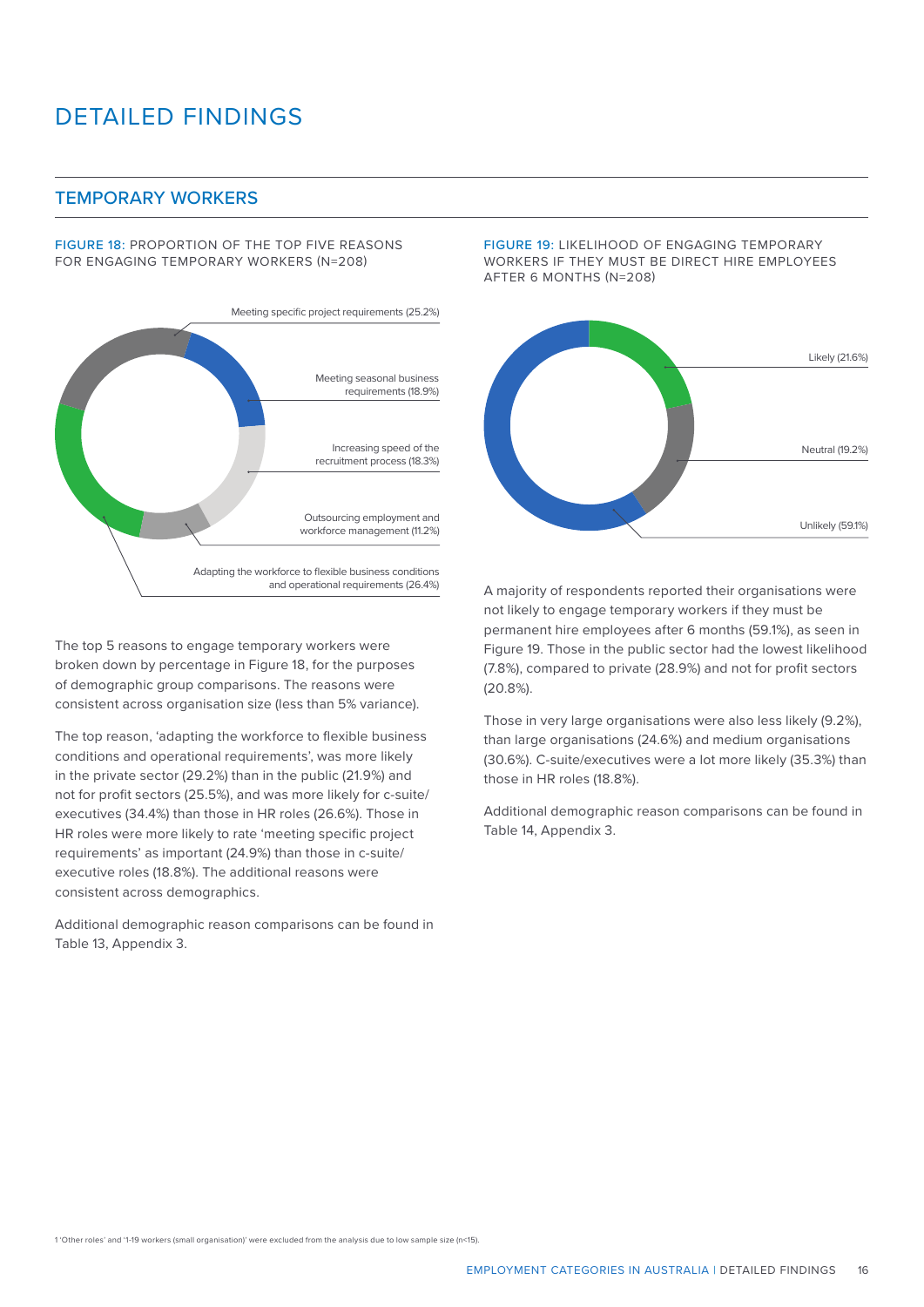# DETAILED FINDINGS

## TEMPORARY WORKERS

FIGURE 18: PROPORTION OF THE TOP FIVE REASONS FOR ENGAGING TEMPORARY WORKERS (N=208)

Meeting specific project requirements (25.2%)

Meeting seasonal business requirements (18.9%)

Increasing speed of the recruitment process (18.3%)

Outsourcing employment and workforce management (11.2%)

Adapting the workforce to flexible business conditions and operational requirements (26.4%)

The top 5 reasons to engage temporary workers were broken down by percentage in Figure 18, for the purposes of demographic group comparisons. The reasons were consistent across organisation size (less than 5% variance).

The top reason, 'adapting the workforce to flexible business conditions and operational requirements', was more likely in the private sector (29.2%) than in the public (21.9%) and not for profit sectors (25.5%), and was more likely for c-suite/executives (34.4%) than those in HR roles (26.6%). Those in HR roles were more likely to rate 'meeting specific project requirements' as important (24.9%) than those in c-suite/executive roles (18.8%). The additional reasons were consistent across demographics.

Additional demographic reason comparisons can be found in Table 13, Appendix 3.

FIGURE 19: LIKELIHOOD OF ENGAGING TEMPORARY WORKERS IF THEY MUST BE DIRECT HIRE EMPLOYEES AFTER 6 MONTHS (N=208)

Likely (21.6%)

Neutral (19.2%)

Unlikely (59.1%)

A majority of respondents reported their organisations were not likely to engage temporary workers if they must be permanent hire employees after 6 months (59.1%), as seen in Figure 19. Those in the public sector had the lowest likelihood (7.8%), compared to private (28.9%) and not for profit sectors (20.8%).

Those in very large organisations were also less likely (9.2%), than large organisations (24.6%) and medium organisations (30.6%). C-suite/executives were a lot more likely (35.3%) than those in HR roles (18.8%).

Additional demographic reason comparisons can be found in Table 14, Appendix 3.

1 'Other roles' and '1-19 workers (small organisation)' were excluded from the analysis due to low sample size (n<15).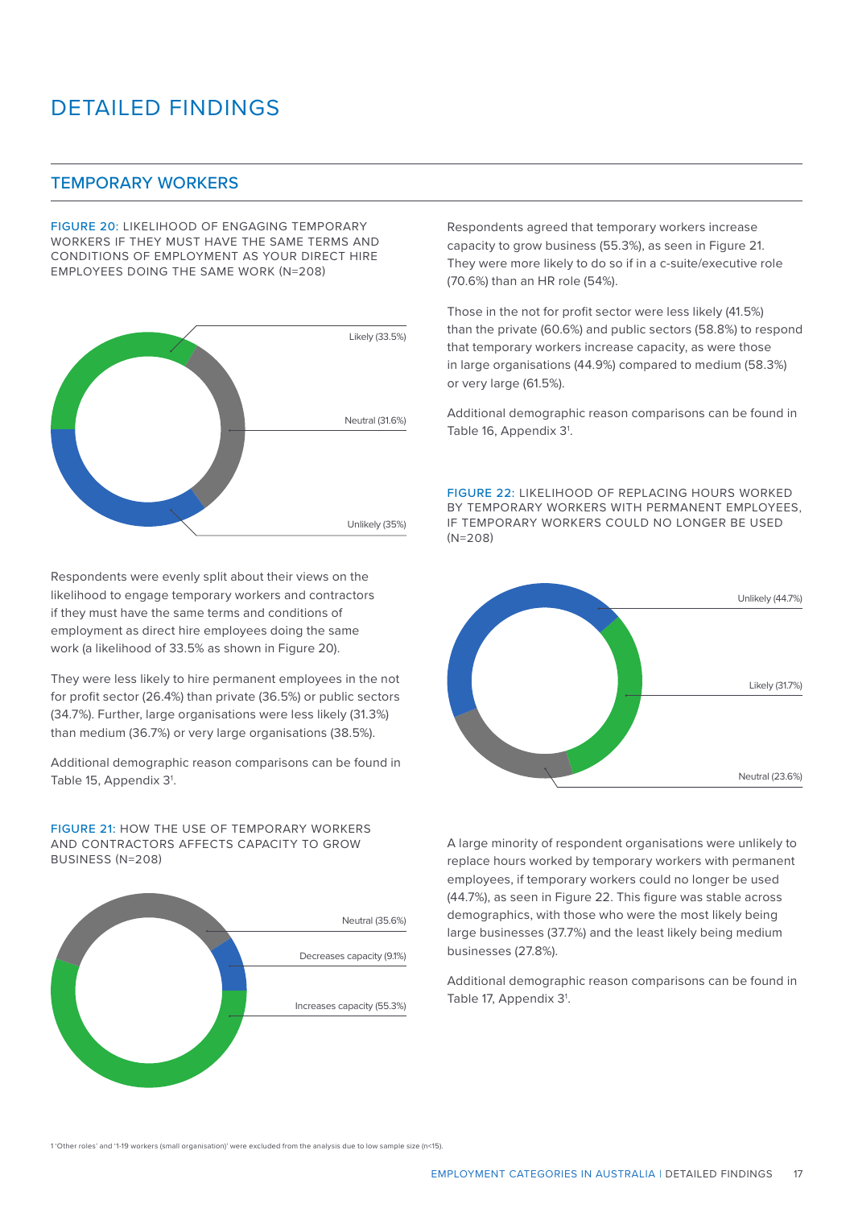# DETAILED FINDINGS

## TEMPORARY WORKERS

FIGURE 20: LIKELIHOOD OF ENGAGING TEMPORARY WORKERS IF THEY MUST HAVE THE SAME TERMS AND CONDITIONS OF EMPLOYMENT AS YOUR DIRECT HIRE EMPLOYEES DOING THE SAME WORK (N=208)

Likely (33.5%)

Neutral (31.6%)

Unlikely (35%)

Respondents were evenly split about their views on the likelihood to engage temporary workers and contractors if they must have the same terms and conditions of employment as direct hire employees doing the same work (a likelihood of 33.5% as shown in Figure 20).

They were less likely to hire permanent employees in the not for profit sector (26.4%) than private (36.5%) or public sectors (34.7%). Further, large organisations were less likely (31.3%) than medium (36.7%) or very large organisations (38.5%).

Additional demographic reason comparisons can be found in Table 15, Appendix 3[1].

FIGURE 21: HOW THE USE OF TEMPORARY WORKERS AND CONTRACTORS AFFECTS CAPACITY TO GROW BUSINESS (N=208)

Neutral (35.6%)

Decreases capacity (9.1%)

Increases capacity (55.3%)

Respondents agreed that temporary workers increase capacity to grow business (55.3%), as seen in Figure 21. They were more likely to do so if in a c-suite/executive role (70.6%) than an HR role (54%).

Those in the not for profit sector were less likely (41.5%) than the private (60.6%) and public sectors (58.8%) to respond that temporary workers increase capacity, as were those in large organisations (44.9%) compared to medium (58.3%) or very large (61.5%).

Additional demographic reason comparisons can be found in Table 16, Appendix 3[1].

FIGURE 22: LIKELIHOOD OF REPLACING HOURS WORKED BY TEMPORARY WORKERS WITH PERMANENT EMPLOYEES, IF TEMPORARY WORKERS COULD NO LONGER BE USED (N=208)

Unlikely (44.7%)

Likely (31.7%)

Neutral (23.6%)

A large minority of respondent organisations were unlikely to replace hours worked by temporary workers with permanent employees, if temporary workers could no longer be used (44.7%), as seen in Figure 22. This figure was stable across demographics, with those who were the most likely being large businesses (37.7%) and the least likely being medium businesses (27.8%).

Additional demographic reason comparisons can be found in Table 17, Appendix 3[1].

1 'Other roles' and '1-19 workers (small organisation)' were excluded from the analysis due to low sample size (n<15).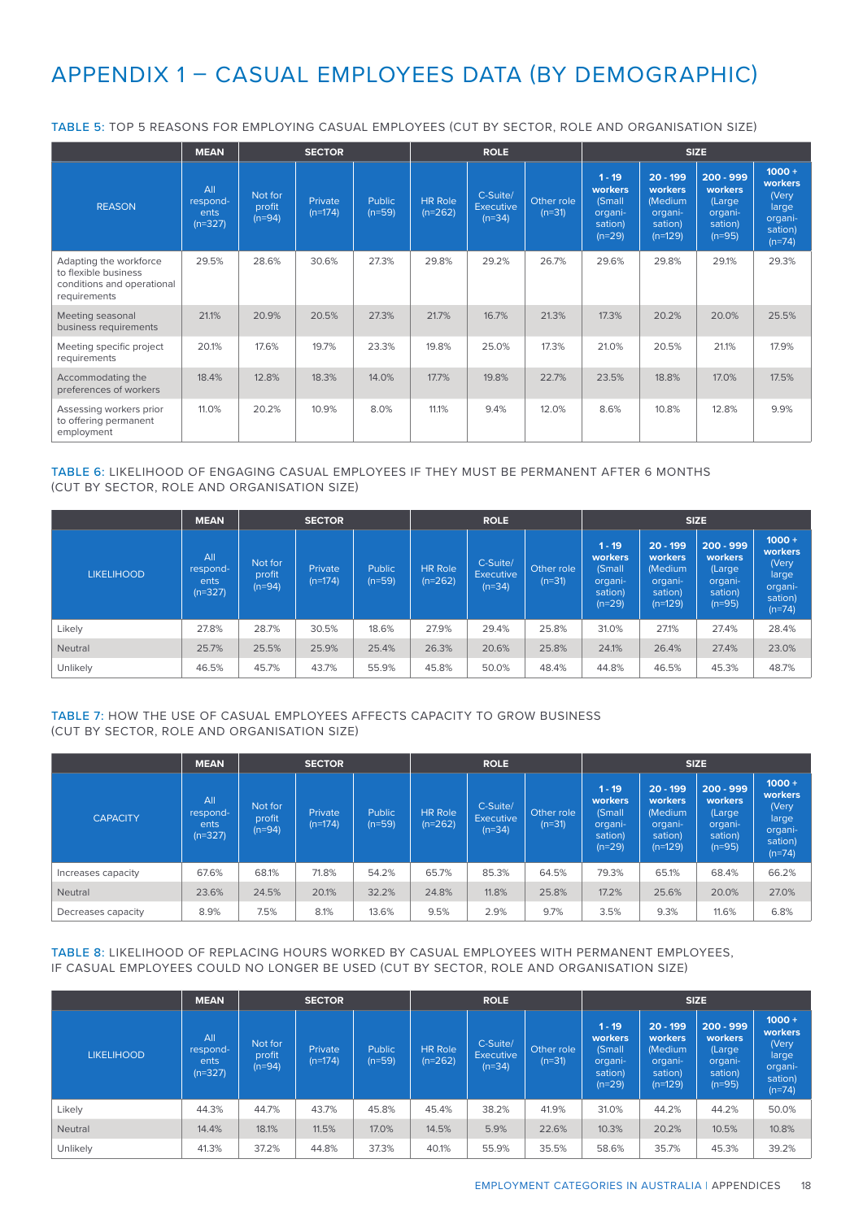# APPENDIX 1 – CASUAL EMPLOYEES DATA (BY DEMOGRAPHIC)

TABLE 5: TOP 5 REASONS FOR EMPLOYING CASUAL EMPLOYEES (CUT BY SECTOR, ROLE AND ORGANISATION SIZE)

| | MEAN | SECTOR | | | ROLE | | | SIZE | | | |
|---|---|---|---|---|---|---|---|---|---|---|---|
| REASON | All respondents (n=327) | Not for profit (n=94) | Private (n=174) | Public (n=59) | HR Role (n=262) | C-Suite/ Executive (n=34) | Other role (n=31) | **1 - 19 workers** (Small organisation) (n=29) | **20 - 199 workers** (Medium organisation) (n=129) | **200 - 999 workers** (Large organisation) (n=95) | **1000 + workers** (Very large organisation) (n=74) |
| Adapting the workforce to flexible business conditions and operational requirements | 29.5% | 28.6% | 30.6% | 27.3% | 29.8% | 29.2% | 26.7% | 29.6% | 29.8% | 29.1% | 29.3% |
| Meeting seasonal business requirements | 21.1% | 20.9% | 20.5% | 27.3% | 21.7% | 16.7% | 21.3% | 17.3% | 20.2% | 20.0% | 25.5% |
| Meeting specific project requirements | 20.1% | 17.6% | 19.7% | 23.3% | 19.8% | 25.0% | 17.3% | 21.0% | 20.5% | 21.1% | 17.9% |
| Accommodating the preferences of workers | 18.4% | 12.8% | 18.3% | 14.0% | 17.7% | 19.8% | 22.7% | 23.5% | 18.8% | 17.0% | 17.5% |
| Assessing workers prior to offering permanent employment | 11.0% | 20.2% | 10.9% | 8.0% | 11.1% | 9.4% | 12.0% | 8.6% | 10.8% | 12.8% | 9.9% |

TABLE 6: LIKELIHOOD OF ENGAGING CASUAL EMPLOYEES IF THEY MUST BE PERMANENT AFTER 6 MONTHS (CUT BY SECTOR, ROLE AND ORGANISATION SIZE)

| | MEAN | SECTOR | | | ROLE | | | SIZE | | | |
|---|---|---|---|---|---|---|---|---|---|---|---|
| LIKELIHOOD | All respondents (n=327) | Not for profit (n=94) | Private (n=174) | Public (n=59) | HR Role (n=262) | C-Suite/ Executive (n=34) | Other role (n=31) | **1 - 19 workers** (Small organisation) (n=29) | **20 - 199 workers** (Medium organisation) (n=129) | **200 - 999 workers** (Large organisation) (n=95) | **1000 + workers** (Very large organisation) (n=74) |
| Likely | 27.8% | 28.7% | 30.5% | 18.6% | 27.9% | 29.4% | 25.8% | 31.0% | 27.1% | 27.4% | 28.4% |
| Neutral | 25.7% | 25.5% | 25.9% | 25.4% | 26.3% | 20.6% | 25.8% | 24.1% | 26.4% | 27.4% | 23.0% |
| Unlikely | 46.5% | 45.7% | 43.7% | 55.9% | 45.8% | 50.0% | 48.4% | 44.8% | 46.5% | 45.3% | 48.7% |

TABLE 7: HOW THE USE OF CASUAL EMPLOYEES AFFECTS CAPACITY TO GROW BUSINESS (CUT BY SECTOR, ROLE AND ORGANISATION SIZE)

| | MEAN | SECTOR | | | ROLE | | | SIZE | | | |
|---|---|---|---|---|---|---|---|---|---|---|---|
| CAPACITY | All respondents (n=327) | Not for profit (n=94) | Private (n=174) | Public (n=59) | HR Role (n=262) | C-Suite/ Executive (n=34) | Other role (n=31) | **1 - 19 workers** (Small organisation) (n=29) | **20 - 199 workers** (Medium organisation) (n=129) | **200 - 999 workers** (Large organisation) (n=95) | **1000 + workers** (Very large organisation) (n=74) |
| Increases capacity | 67.6% | 68.1% | 71.8% | 54.2% | 65.7% | 85.3% | 64.5% | 79.3% | 65.1% | 68.4% | 66.2% |
| Neutral | 23.6% | 24.5% | 20.1% | 32.2% | 24.8% | 11.8% | 25.8% | 17.2% | 25.6% | 20.0% | 27.0% |
| Decreases capacity | 8.9% | 7.5% | 8.1% | 13.6% | 9.5% | 2.9% | 9.7% | 3.5% | 9.3% | 11.6% | 6.8% |

TABLE 8: LIKELIHOOD OF REPLACING HOURS WORKED BY CASUAL EMPLOYEES WITH PERMANENT EMPLOYEES, IF CASUAL EMPLOYEES COULD NO LONGER BE USED (CUT BY SECTOR, ROLE AND ORGANISATION SIZE)

| | MEAN | SECTOR | | | ROLE | | | SIZE | | | |
|---|---|---|---|---|---|---|---|---|---|---|---|
| LIKELIHOOD | All respondents (n=327) | Not for profit (n=94) | Private (n=174) | Public (n=59) | HR Role (n=262) | C-Suite/ Executive (n=34) | Other role (n=31) | **1 - 19 workers** (Small organisation) (n=29) | **20 - 199 workers** (Medium organisation) (n=129) | **200 - 999 workers** (Large organisation) (n=95) | **1000 + workers** (Very large organisation) (n=74) |
| Likely | 44.3% | 44.7% | 43.7% | 45.8% | 45.4% | 38.2% | 41.9% | 31.0% | 44.2% | 44.2% | 50.0% |
| Neutral | 14.4% | 18.1% | 11.5% | 17.0% | 14.5% | 5.9% | 22.6% | 10.3% | 20.2% | 10.5% | 10.8% |
| Unlikely | 41.3% | 37.2% | 44.8% | 37.3% | 40.1% | 55.9% | 35.5% | 58.6% | 35.7% | 45.3% | 39.2% |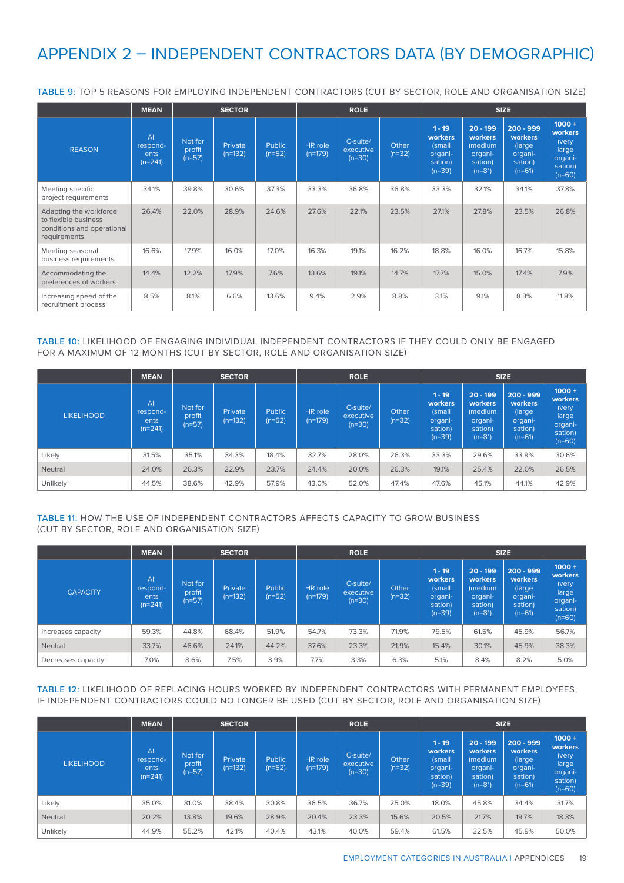# APPENDIX 2 – INDEPENDENT CONTRACTORS DATA (BY DEMOGRAPHIC)

TABLE 9: TOP 5 REASONS FOR EMPLOYING INDEPENDENT CONTRACTORS (CUT BY SECTOR, ROLE AND ORGANISATION SIZE)

| | MEAN | SECTOR | | | ROLE | | | SIZE | | | |
|---|---|---|---|---|---|---|---|---|---|---|---|
| REASON | All respondents (n=241) | Not for profit (n=57) | Private (n=132) | Public (n=52) | HR role (n=179) | C-suite/ executive (n=30) | Other (n=32) | **1 - 19 workers** (small organisation) (n=39) | **20 - 199 workers** (medium organisation) (n=81) | **200 - 999 workers** (large organisation) (n=61) | **1000 + workers** (very large organisation) (n=60) |
| Meeting specific project requirements | 34.1% | 39.8% | 30.6% | 37.3% | 33.3% | 36.8% | 36.8% | 33.3% | 32.1% | 34.1% | 37.8% |
| Adapting the workforce to flexible business conditions and operational requirements | 26.4% | 22.0% | 28.9% | 24.6% | 27.6% | 22.1% | 23.5% | 27.1% | 27.8% | 23.5% | 26.8% |
| Meeting seasonal business requirements | 16.6% | 17.9% | 16.0% | 17.0% | 16.3% | 19.1% | 16.2% | 18.8% | 16.0% | 16.7% | 15.8% |
| Accommodating the preferences of workers | 14.4% | 12.2% | 17.9% | 7.6% | 13.6% | 19.1% | 14.7% | 17.7% | 15.0% | 17.4% | 7.9% |
| Increasing speed of the recruitment process | 8.5% | 8.1% | 6.6% | 13.6% | 9.4% | 2.9% | 8.8% | 3.1% | 9.1% | 8.3% | 11.8% |

TABLE 10: LIKELIHOOD OF ENGAGING INDIVIDUAL INDEPENDENT CONTRACTORS IF THEY COULD ONLY BE ENGAGED FOR A MAXIMUM OF 12 MONTHS (CUT BY SECTOR, ROLE AND ORGANISATION SIZE)

| | MEAN | SECTOR | | | ROLE | | | SIZE | | | |
|---|---|---|---|---|---|---|---|---|---|---|---|
| LIKELIHOOD | All respondents (n=241) | Not for profit (n=57) | Private (n=132) | Public (n=52) | HR role (n=179) | C-suite/ executive (n=30) | Other (n=32) | **1 - 19 workers** (small organisation) (n=39) | **20 - 199 workers** (medium organisation) (n=81) | **200 - 999 workers** (large organisation) (n=61) | **1000 + workers** (very large organisation) (n=60) |
| Likely | 31.5% | 35.1% | 34.3% | 18.4% | 32.7% | 28.0% | 26.3% | 33.3% | 29.6% | 33.9% | 30.6% |
| Neutral | 24.0% | 26.3% | 22.9% | 23.7% | 24.4% | 20.0% | 26.3% | 19.1% | 25.4% | 22.0% | 26.5% |
| Unlikely | 44.5% | 38.6% | 42.9% | 57.9% | 43.0% | 52.0% | 47.4% | 47.6% | 45.1% | 44.1% | 42.9% |

TABLE 11: HOW THE USE OF INDEPENDENT CONTRACTORS AFFECTS CAPACITY TO GROW BUSINESS (CUT BY SECTOR, ROLE AND ORGANISATION SIZE)

| | MEAN | SECTOR | | | ROLE | | | SIZE | | | |
|---|---|---|---|---|---|---|---|---|---|---|---|
| CAPACITY | All respondents (n=241) | Not for profit (n=57) | Private (n=132) | Public (n=52) | HR role (n=179) | C-suite/ executive (n=30) | Other (n=32) | **1 - 19 workers** (small organisation) (n=39) | **20 - 199 workers** (medium organisation) (n=81) | **200 - 999 workers** (large organisation) (n=61) | **1000 + workers** (very large organisation) (n=60) |
| Increases capacity | 59.3% | 44.8% | 68.4% | 51.9% | 54.7% | 73.3% | 71.9% | 79.5% | 61.5% | 45.9% | 56.7% |
| Neutral | 33.7% | 46.6% | 24.1% | 44.2% | 37.6% | 23.3% | 21.9% | 15.4% | 30.1% | 45.9% | 38.3% |
| Decreases capacity | 7.0% | 8.6% | 7.5% | 3.9% | 7.7% | 3.3% | 6.3% | 5.1% | 8.4% | 8.2% | 5.0% |

TABLE 12: LIKELIHOOD OF REPLACING HOURS WORKED BY INDEPENDENT CONTRACTORS WITH PERMANENT EMPLOYEES, IF INDEPENDENT CONTRACTORS COULD NO LONGER BE USED (CUT BY SECTOR, ROLE AND ORGANISATION SIZE)

| | MEAN | SECTOR | | | ROLE | | | SIZE | | | |
|---|---|---|---|---|---|---|---|---|---|---|---|
| LIKELIHOOD | All respondents (n=241) | Not for profit (n=57) | Private (n=132) | Public (n=52) | HR role (n=179) | C-suite/ executive (n=30) | Other (n=32) | **1 - 19 workers** (small organisation) (n=39) | **20 - 199 workers** (medium organisation) (n=81) | **200 - 999 workers** (large organisation) (n=61) | **1000 + workers** (very large organisation) (n=60) |
| Likely | 35.0% | 31.0% | 38.4% | 30.8% | 36.5% | 36.7% | 25.0% | 18.0% | 45.8% | 34.4% | 31.7% |
| Neutral | 20.2% | 13.8% | 19.6% | 28.9% | 20.4% | 23.3% | 15.6% | 20.5% | 21.7% | 19.7% | 18.3% |
| Unlikely | 44.9% | 55.2% | 42.1% | 40.4% | 43.1% | 40.0% | 59.4% | 61.5% | 32.5% | 45.9% | 50.0% |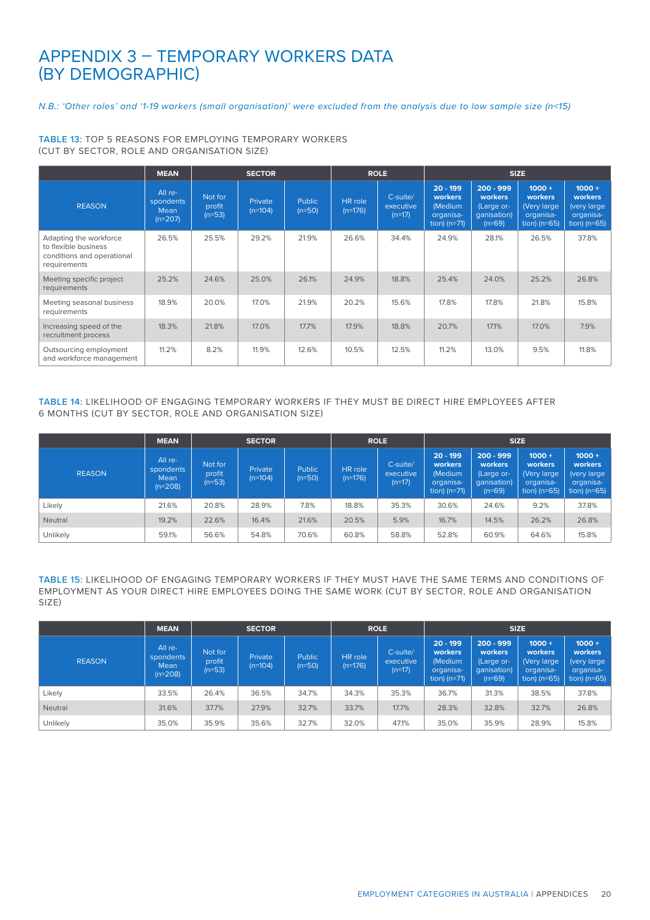# APPENDIX 3 – TEMPORARY WORKERS DATA (BY DEMOGRAPHIC)

*N.B.: 'Other roles' and '1-19 workers (small organisation)' were excluded from the analysis due to low sample size (n<15)*

### TABLE 13: TOP 5 REASONS FOR EMPLOYING TEMPORARY WORKERS (CUT BY SECTOR, ROLE AND ORGANISATION SIZE)

| | MEAN | SECTOR | | | ROLE | | SIZE | | | |
|---|---|---|---|---|---|---|---|---|---|---|
| REASON | All respondents Mean (n=207) | Not for profit (n=53) | Private (n=104) | Public (n=50) | HR role (n=176) | C-suite/ executive (n=17) | **20 - 199 workers** (Medium organisation) (n=71) | **200 - 999 workers** (Large organisation) (n=69) | **1000 + workers** (Very large organisation) (n=65) | **1000 + workers** (very large organisation) (n=65) |
| Adapting the workforce to flexible business conditions and operational requirements | 26.5% | 25.5% | 29.2% | 21.9% | 26.6% | 34.4% | 24.9% | 28.1% | 26.5% | 37.8% |
| Meeting specific project requirements | 25.2% | 24.6% | 25.0% | 26.1% | 24.9% | 18.8% | 25.4% | 24.0% | 25.2% | 26.8% |
| Meeting seasonal business requirements | 18.9% | 20.0% | 17.0% | 21.9% | 20.2% | 15.6% | 17.8% | 17.8% | 21.8% | 15.8% |
| Increasing speed of the recruitment process | 18.3% | 21.8% | 17.0% | 17.7% | 17.9% | 18.8% | 20.7% | 17.1% | 17.0% | 7.9% |
| Outsourcing employment and workforce management | 11.2% | 8.2% | 11.9% | 12.6% | 10.5% | 12.5% | 11.2% | 13.0% | 9.5% | 11.8% |

### TABLE 14: LIKELIHOOD OF ENGAGING TEMPORARY WORKERS IF THEY MUST BE DIRECT HIRE EMPLOYEES AFTER 6 MONTHS (CUT BY SECTOR, ROLE AND ORGANISATION SIZE)

| | MEAN | SECTOR | | | ROLE | | SIZE | | | |
|---|---|---|---|---|---|---|---|---|---|---|
| REASON | All respondents Mean (n=208) | Not for profit (n=53) | Private (n=104) | Public (n=50) | HR role (n=176) | C-suite/ executive (n=17) | **20 - 199 workers** (Medium organisation) (n=71) | **200 - 999 workers** (Large organisation) (n=69) | **1000 + workers** (Very large organisation) (n=65) | **1000 + workers** (very large organisation) (n=65) |
| Likely | 21.6% | 20.8% | 28.9% | 7.8% | 18.8% | 35.3% | 30.6% | 24.6% | 9.2% | 37.8% |
| Neutral | 19.2% | 22.6% | 16.4% | 21.6% | 20.5% | 5.9% | 16.7% | 14.5% | 26.2% | 26.8% |
| Unlikely | 59.1% | 56.6% | 54.8% | 70.6% | 60.8% | 58.8% | 52.8% | 60.9% | 64.6% | 15.8% |

### TABLE 15: LIKELIHOOD OF ENGAGING TEMPORARY WORKERS IF THEY MUST HAVE THE SAME TERMS AND CONDITIONS OF EMPLOYMENT AS YOUR DIRECT HIRE EMPLOYEES DOING THE SAME WORK (CUT BY SECTOR, ROLE AND ORGANISATION SIZE)

| | MEAN | SECTOR | | | ROLE | | SIZE | | | |
|---|---|---|---|---|---|---|---|---|---|---|
| REASON | All respondents Mean (n=208) | Not for profit (n=53) | Private (n=104) | Public (n=50) | HR role (n=176) | C-suite/ executive (n=17) | **20 - 199 workers** (Medium organisation) (n=71) | **200 - 999 workers** (Large organisation) (n=69) | **1000 + workers** (Very large organisation) (n=65) | **1000 + workers** (very large organisation) (n=65) |
| Likely | 33.5% | 26.4% | 36.5% | 34.7% | 34.3% | 35.3% | 36.7% | 31.3% | 38.5% | 37.8% |
| Neutral | 31.6% | 37.7% | 27.9% | 32.7% | 33.7% | 17.7% | 28.3% | 32.8% | 32.7% | 26.8% |
| Unlikely | 35.0% | 35.9% | 35.6% | 32.7% | 32.0% | 47.1% | 35.0% | 35.9% | 28.9% | 15.8% |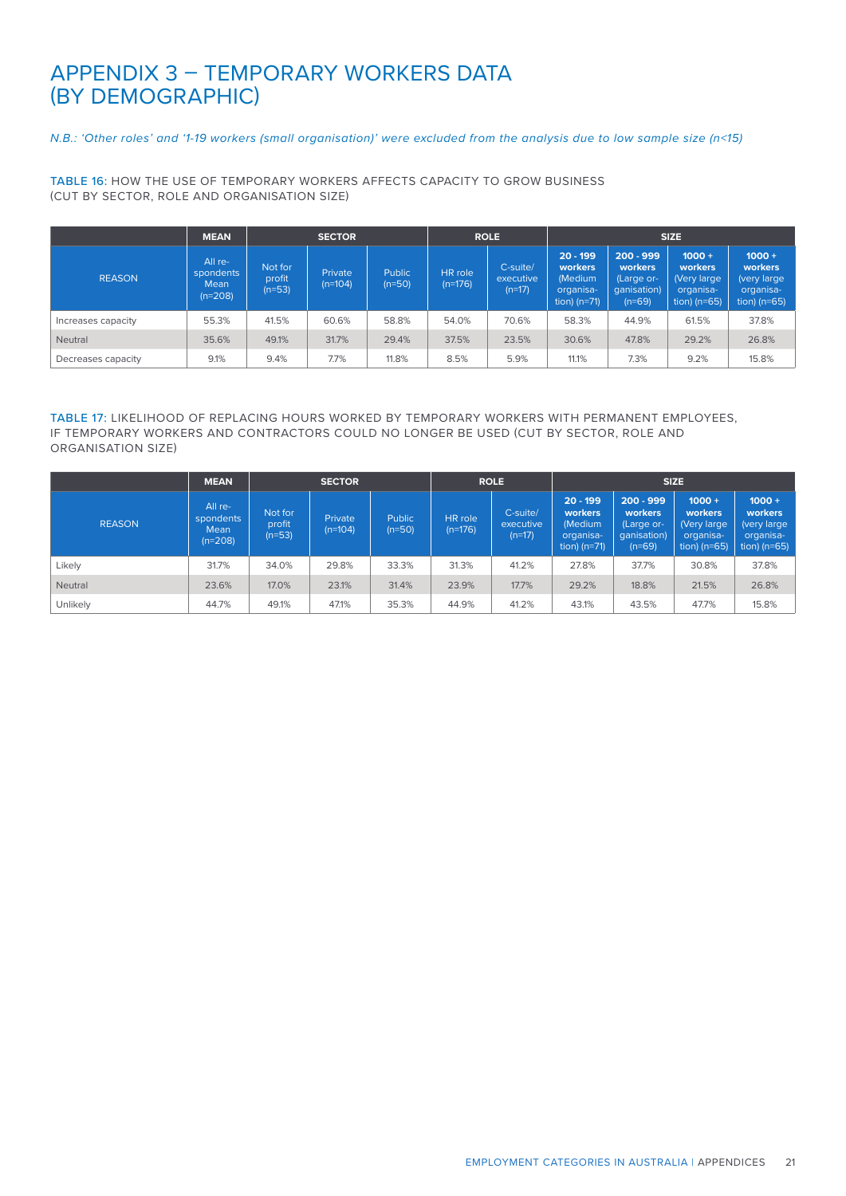# APPENDIX 3 – TEMPORARY WORKERS DATA (BY DEMOGRAPHIC)

*N.B.: 'Other roles' and '1-19 workers (small organisation)' were excluded from the analysis due to low sample size (n<15)*

TABLE 16: HOW THE USE OF TEMPORARY WORKERS AFFECTS CAPACITY TO GROW BUSINESS (CUT BY SECTOR, ROLE AND ORGANISATION SIZE)

| | MEAN | SECTOR | | | ROLE | | SIZE | | | |
|---|---|---|---|---|---|---|---|---|---|---|
| REASON | All respondents Mean (n=208) | Not for profit (n=53) | Private (n=104) | Public (n=50) | HR role (n=176) | C-suite/ executive (n=17) | **20 - 199 workers** (Medium organisation) (n=71) | **200 - 999 workers** (Large organisation) (n=69) | **1000 + workers** (Very large organisation) (n=65) | **1000 + workers** (very large organisation) (n=65) |
| Increases capacity | 55.3% | 41.5% | 60.6% | 58.8% | 54.0% | 70.6% | 58.3% | 44.9% | 61.5% | 37.8% |
| Neutral | 35.6% | 49.1% | 31.7% | 29.4% | 37.5% | 23.5% | 30.6% | 47.8% | 29.2% | 26.8% |
| Decreases capacity | 9.1% | 9.4% | 7.7% | 11.8% | 8.5% | 5.9% | 11.1% | 7.3% | 9.2% | 15.8% |

TABLE 17: LIKELIHOOD OF REPLACING HOURS WORKED BY TEMPORARY WORKERS WITH PERMANENT EMPLOYEES, IF TEMPORARY WORKERS AND CONTRACTORS COULD NO LONGER BE USED (CUT BY SECTOR, ROLE AND ORGANISATION SIZE)

| | MEAN | SECTOR | | | ROLE | | SIZE | | | |
|---|---|---|---|---|---|---|---|---|---|---|
| REASON | All respondents Mean (n=208) | Not for profit (n=53) | Private (n=104) | Public (n=50) | HR role (n=176) | C-suite/ executive (n=17) | **20 - 199 workers** (Medium organisation) (n=71) | **200 - 999 workers** (Large organisation) (n=69) | **1000 + workers** (Very large organisation) (n=65) | **1000 + workers** (very large organisation) (n=65) |
| Likely | 31.7% | 34.0% | 29.8% | 33.3% | 31.3% | 41.2% | 27.8% | 37.7% | 30.8% | 37.8% |
| Neutral | 23.6% | 17.0% | 23.1% | 31.4% | 23.9% | 17.7% | 29.2% | 18.8% | 21.5% | 26.8% |
| Unlikely | 44.7% | 49.1% | 47.1% | 35.3% | 44.9% | 41.2% | 43.1% | 43.5% | 47.7% | 15.8% |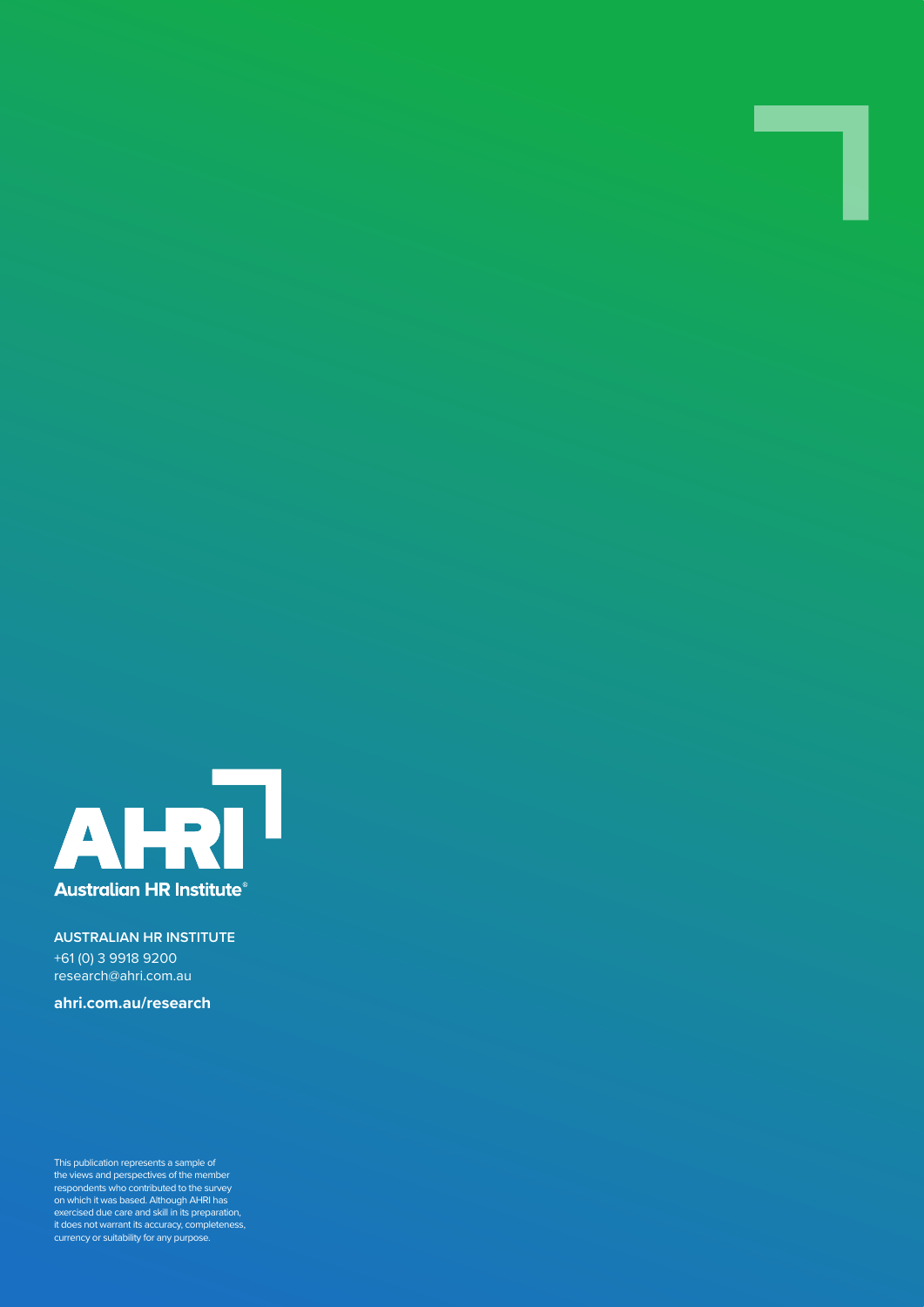AHRI

Australian HR Institute®

**AUSTRALIAN HR INSTITUTE**

+61 (0) 3 9918 9200

research@ahri.com.au

**ahri.com.au/research**

This publication represents a sample of the views and perspectives of the member respondents who contributed to the survey on which it was based. Although AHRI has exercised due care and skill in its preparation, it does not warrant its accuracy, completeness, currency or suitability for any purpose.